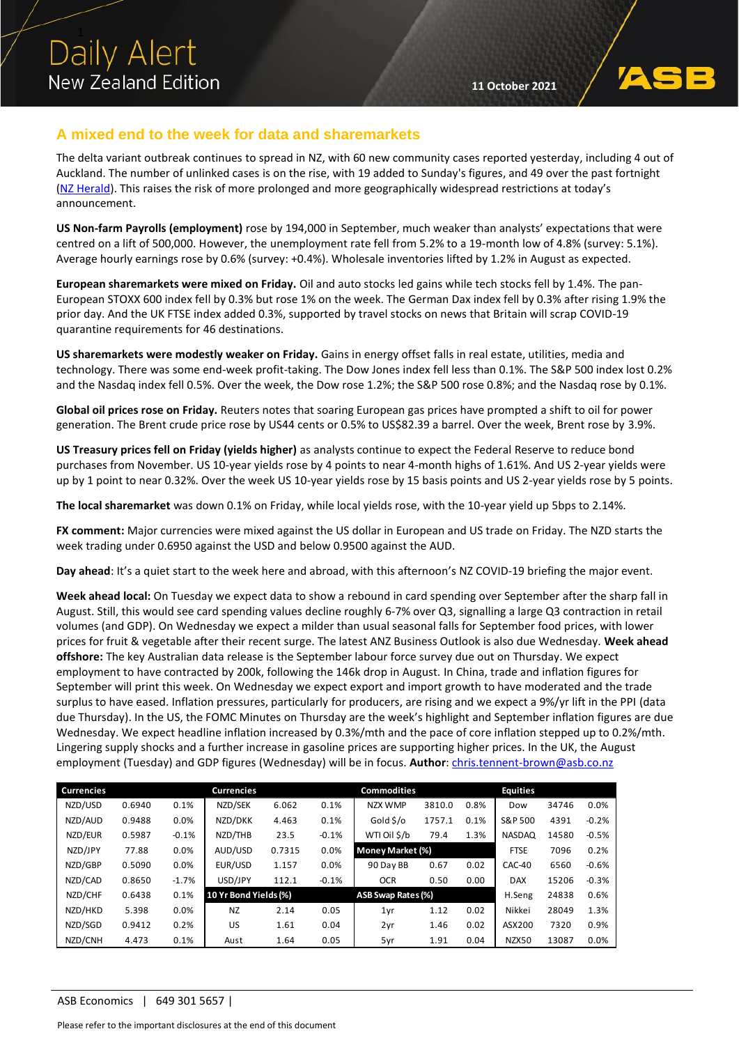# Daily Alert

New Zealand Edition

11 October 2021

## A mixed end to the week for data and sharemarkets

The delta variant outbreak continues to spread in NZ, with 60 new community cases reported yesterday, including 4 out of Auckland. The number of unlinked cases is on the rise, with 19 added to Sunday's figures, and 49 over the past fortnight ([NZ Herald](NZ Herald)). This raises the risk of more prolonged and more geographically widespread restrictions at today's announcement.

**US Non-farm Payrolls (employment)** rose by 194,000 in September, much weaker than analysts' expectations that were centred on a lift of 500,000. However, the unemployment rate fell from 5.2% to a 19-month low of 4.8% (survey: 5.1%). Average hourly earnings rose by 0.6% (survey: +0.4%). Wholesale inventories lifted by 1.2% in August as expected.

**European sharemarkets were mixed on Friday.** Oil and auto stocks led gains while tech stocks fell by 1.4%. The pan-European STOXX 600 index fell by 0.3% but rose 1% on the week. The German Dax index fell by 0.3% after rising 1.9% the prior day. And the UK FTSE index added 0.3%, supported by travel stocks on news that Britain will scrap COVID-19 quarantine requirements for 46 destinations.

**US sharemarkets were modestly weaker on Friday.** Gains in energy offset falls in real estate, utilities, media and technology. There was some end-week profit-taking. The Dow Jones index fell less than 0.1%. The S&P 500 index lost 0.2% and the Nasdaq index fell 0.5%. Over the week, the Dow rose 1.2%; the S&P 500 rose 0.8%; and the Nasdaq rose by 0.1%.

**Global oil prices rose on Friday.** Reuters notes that soaring European gas prices have prompted a shift to oil for power generation. The Brent crude price rose by US44 cents or 0.5% to US$82.39 a barrel. Over the week, Brent rose by 3.9%.

**US Treasury prices fell on Friday (yields higher)** as analysts continue to expect the Federal Reserve to reduce bond purchases from November. US 10-year yields rose by 4 points to near 4-month highs of 1.61%. And US 2-year yields were up by 1 point to near 0.32%. Over the week US 10-year yields rose by 15 basis points and US 2-year yields rose by 5 points.

**The local sharemarket** was down 0.1% on Friday, while local yields rose, with the 10-year yield up 5bps to 2.14%.

**FX comment:** Major currencies were mixed against the US dollar in European and US trade on Friday. The NZD starts the week trading under 0.6950 against the USD and below 0.9500 against the AUD.

**Day ahead**: It's a quiet start to the week here and abroad, with this afternoon's NZ COVID-19 briefing the major event.

**Week ahead local:** On Tuesday we expect data to show a rebound in card spending over September after the sharp fall in August. Still, this would see card spending values decline roughly 6-7% over Q3, signalling a large Q3 contraction in retail volumes (and GDP). On Wednesday we expect a milder than usual seasonal falls for September food prices, with lower prices for fruit & vegetable after their recent surge. The latest ANZ Business Outlook is also due Wednesday. **Week ahead offshore:** The key Australian data release is the September labour force survey due out on Thursday. We expect employment to have contracted by 200k, following the 146k drop in August. In China, trade and inflation figures for September will print this week. On Wednesday we expect export and import growth to have moderated and the trade surplus to have eased. Inflation pressures, particularly for producers, are rising and we expect a 9%/yr lift in the PPI (data due Thursday). In the US, the FOMC Minutes on Thursday are the week's highlight and September inflation figures are due Wednesday. We expect headline inflation increased by 0.3%/mth and the pace of core inflation stepped up to 0.2%/mth. Lingering supply shocks and a further increase in gasoline prices are supporting higher prices. In the UK, the August employment (Tuesday) and GDP figures (Wednesday) will be in focus. **Author**: [chris.tennent-brown@asb.co.nz](mailto:chris.tennent-brown@asb.co.nz)

| Currencies | | | Currencies | | | Commodities | | | Equities | | |
|---|---|---|---|---|---|---|---|---|---|---|---|
| NZD/USD | 0.6940 | 0.1% | NZD/SEK | 6.062 | 0.1% | NZX WMP | 3810.0 | 0.8% | Dow | 34746 | 0.0% |
| NZD/AUD | 0.9488 | 0.0% | NZD/DKK | 4.463 | 0.1% | Gold $/o | 1757.1 | 0.1% | S&P 500 | 4391 | -0.2% |
| NZD/EUR | 0.5987 | -0.1% | NZD/THB | 23.5 | -0.1% | WTI Oil $/b | 79.4 | 1.3% | NASDAQ | 14580 | -0.5% |
| NZD/JPY | 77.88 | 0.0% | AUD/USD | 0.7315 | 0.0% | **Money Market (%)** | | | FTSE | 7096 | 0.2% |
| NZD/GBP | 0.5090 | 0.0% | EUR/USD | 1.157 | 0.0% | 90 Day BB | 0.67 | 0.02 | CAC-40 | 6560 | -0.6% |
| NZD/CAD | 0.8650 | -1.7% | USD/JPY | 112.1 | -0.1% | OCR | 0.50 | 0.00 | DAX | 15206 | -0.3% |
| NZD/CHF | 0.6438 | 0.1% | **10 Yr Bond Yields (%)** | | | **ASB Swap Rates (%)** | | | H.Seng | 24838 | 0.6% |
| NZD/HKD | 5.398 | 0.0% | NZ | 2.14 | 0.05 | 1yr | 1.12 | 0.02 | Nikkei | 28049 | 1.3% |
| NZD/SGD | 0.9412 | 0.2% | US | 1.61 | 0.04 | 2yr | 1.46 | 0.02 | ASX200 | 7320 | 0.9% |
| NZD/CNH | 4.473 | 0.1% | Aust | 1.64 | 0.05 | 5yr | 1.91 | 0.04 | NZX50 | 13087 | 0.0% |

ASB Economics | 649 301 5657 |

Please refer to the important disclosures at the end of this document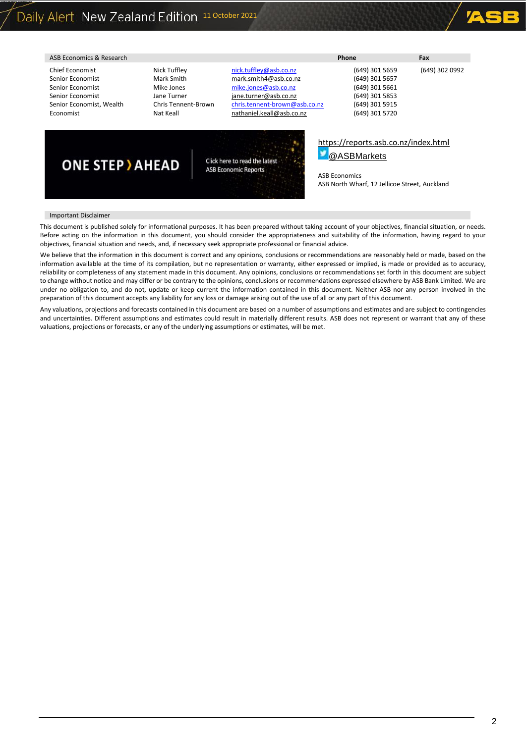| ASB Economics & Research | | | Phone | Fax |
|---|---|---|---|---|
| Chief Economist | Nick Tuffley | nick.tuffley@asb.co.nz | (649) 301 5659 | (649) 302 0992 |
| Senior Economist | Mark Smith | mark.smith4@asb.co.nz | (649) 301 5657 | |
| Senior Economist | Mike Jones | mike.jones@asb.co.nz | (649) 301 5661 | |
| Senior Economist | Jane Turner | jane.turner@asb.co.nz | (649) 301 5853 | |
| Senior Economist, Wealth | Chris Tennent-Brown | chris.tennent-brown@asb.co.nz | (649) 301 5915 | |
| Economist | Nat Keall | nathaniel.keall@asb.co.nz | (649) 301 5720 | |

ONE STEP › AHEAD

Click here to read the latest ASB Economic Reports

https://reports.asb.co.nz/index.html

@ASBMarkets

ASB Economics
ASB North Wharf, 12 Jellicoe Street, Auckland

## Important Disclaimer

This document is published solely for informational purposes. It has been prepared without taking account of your objectives, financial situation, or needs. Before acting on the information in this document, you should consider the appropriateness and suitability of the information, having regard to your objectives, financial situation and needs, and, if necessary seek appropriate professional or financial advice.

We believe that the information in this document is correct and any opinions, conclusions or recommendations are reasonably held or made, based on the information available at the time of its compilation, but no representation or warranty, either expressed or implied, is made or provided as to accuracy, reliability or completeness of any statement made in this document. Any opinions, conclusions or recommendations set forth in this document are subject to change without notice and may differ or be contrary to the opinions, conclusions or recommendations expressed elsewhere by ASB Bank Limited. We are under no obligation to, and do not, update or keep current the information contained in this document. Neither ASB nor any person involved in the preparation of this document accepts any liability for any loss or damage arising out of the use of all or any part of this document.

Any valuations, projections and forecasts contained in this document are based on a number of assumptions and estimates and are subject to contingencies and uncertainties. Different assumptions and estimates could result in materially different results. ASB does not represent or warrant that any of these valuations, projections or forecasts, or any of the underlying assumptions or estimates, will be met.